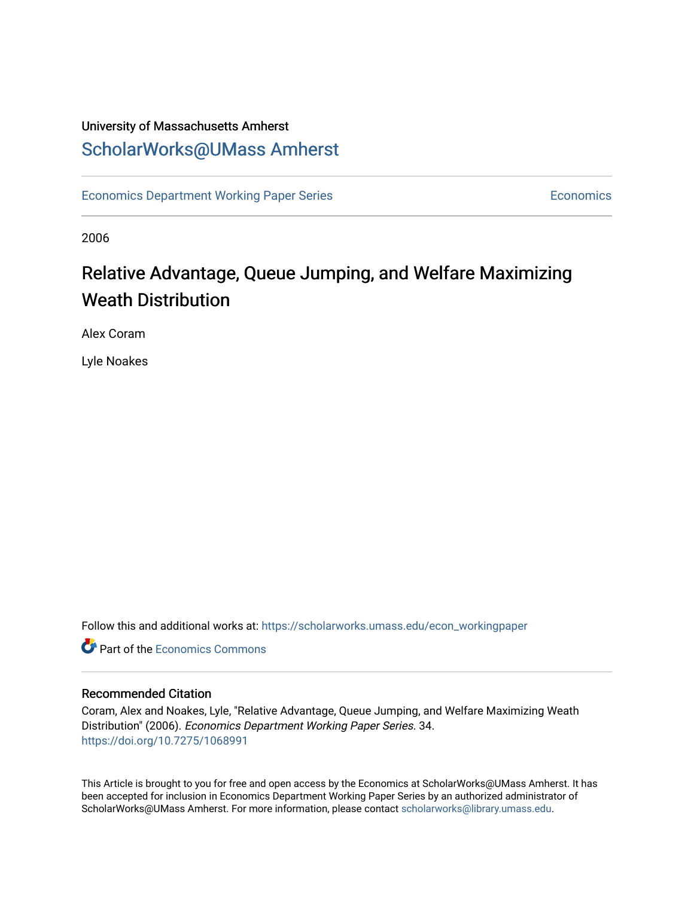University of Massachusetts Amherst

## ScholarWorks@UMass Amherst

Economics Department Working Paper Series — Economics

2006

# Relative Advantage, Queue Jumping, and Welfare Maximizing Weath Distribution

Alex Coram

Lyle Noakes

Follow this and additional works at: https://scholarworks.umass.edu/econ_workingpaper

Part of the Economics Commons

### Recommended Citation

Coram, Alex and Noakes, Lyle, "Relative Advantage, Queue Jumping, and Welfare Maximizing Weath Distribution" (2006). *Economics Department Working Paper Series*. 34.
https://doi.org/10.7275/1068991

This Article is brought to you for free and open access by the Economics at ScholarWorks@UMass Amherst. It has been accepted for inclusion in Economics Department Working Paper Series by an authorized administrator of ScholarWorks@UMass Amherst. For more information, please contact scholarworks@library.umass.edu.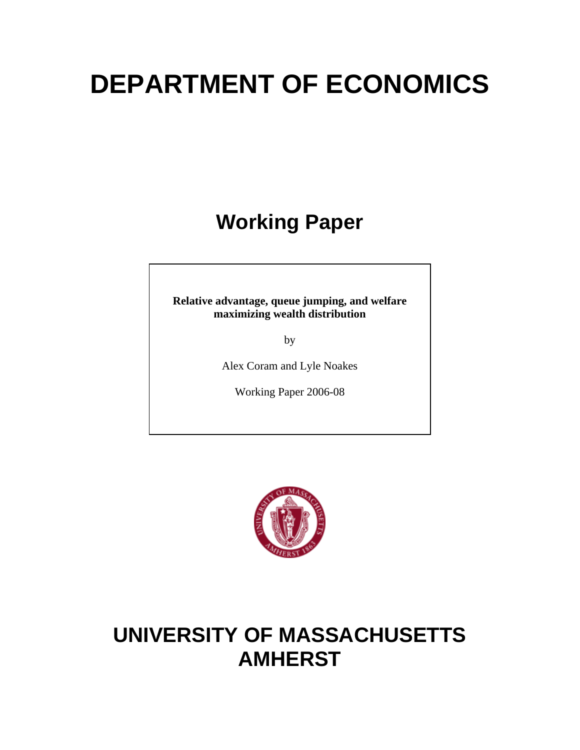# DEPARTMENT OF ECONOMICS

## Working Paper

**Relative advantage, queue jumping, and welfare maximizing wealth distribution**

by

Alex Coram and Lyle Noakes

Working Paper 2006-08

# UNIVERSITY OF MASSACHUSETTS AMHERST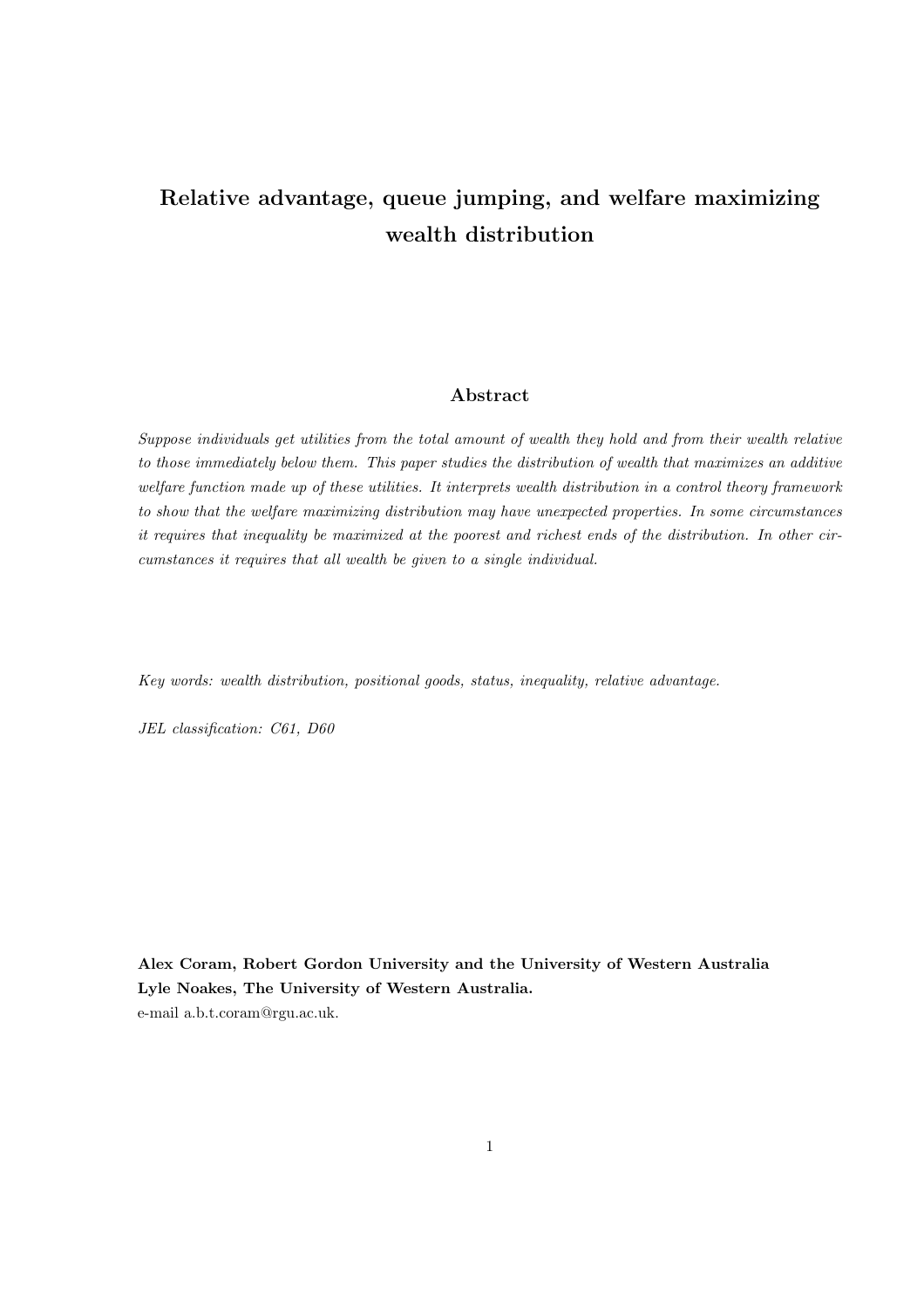# Relative advantage, queue jumping, and welfare maximizing wealth distribution

## Abstract

*Suppose individuals get utilities from the total amount of wealth they hold and from their wealth relative to those immediately below them. This paper studies the distribution of wealth that maximizes an additive welfare function made up of these utilities. It interprets wealth distribution in a control theory framework to show that the welfare maximizing distribution may have unexpected properties. In some circumstances it requires that inequality be maximized at the poorest and richest ends of the distribution. In other circumstances it requires that all wealth be given to a single individual.*

*Key words: wealth distribution, positional goods, status, inequality, relative advantage.*

*JEL classification: C61, D60*

**Alex Coram, Robert Gordon University and the University of Western Australia**
**Lyle Noakes, The University of Western Australia.**
e-mail a.b.t.coram@rgu.ac.uk.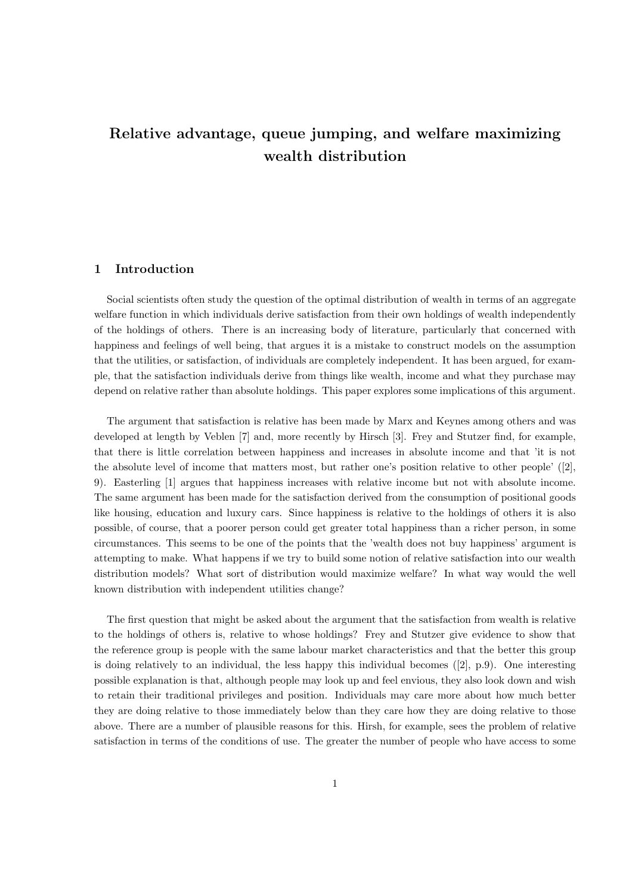# Relative advantage, queue jumping, and welfare maximizing wealth distribution

## 1 Introduction

Social scientists often study the question of the optimal distribution of wealth in terms of an aggregate welfare function in which individuals derive satisfaction from their own holdings of wealth independently of the holdings of others. There is an increasing body of literature, particularly that concerned with happiness and feelings of well being, that argues it is a mistake to construct models on the assumption that the utilities, or satisfaction, of individuals are completely independent. It has been argued, for example, that the satisfaction individuals derive from things like wealth, income and what they purchase may depend on relative rather than absolute holdings. This paper explores some implications of this argument.

The argument that satisfaction is relative has been made by Marx and Keynes among others and was developed at length by Veblen [7] and, more recently by Hirsch [3]. Frey and Stutzer find, for example, that there is little correlation between happiness and increases in absolute income and that 'it is not the absolute level of income that matters most, but rather one's position relative to other people' ([2], 9). Easterling [1] argues that happiness increases with relative income but not with absolute income. The same argument has been made for the satisfaction derived from the consumption of positional goods like housing, education and luxury cars. Since happiness is relative to the holdings of others it is also possible, of course, that a poorer person could get greater total happiness than a richer person, in some circumstances. This seems to be one of the points that the 'wealth does not buy happiness' argument is attempting to make. What happens if we try to build some notion of relative satisfaction into our wealth distribution models? What sort of distribution would maximize welfare? In what way would the well known distribution with independent utilities change?

The first question that might be asked about the argument that the satisfaction from wealth is relative to the holdings of others is, relative to whose holdings? Frey and Stutzer give evidence to show that the reference group is people with the same labour market characteristics and that the better this group is doing relatively to an individual, the less happy this individual becomes ([2], p.9). One interesting possible explanation is that, although people may look up and feel envious, they also look down and wish to retain their traditional privileges and position. Individuals may care more about how much better they are doing relative to those immediately below than they care how they are doing relative to those above. There are a number of plausible reasons for this. Hirsh, for example, sees the problem of relative satisfaction in terms of the conditions of use. The greater the number of people who have access to some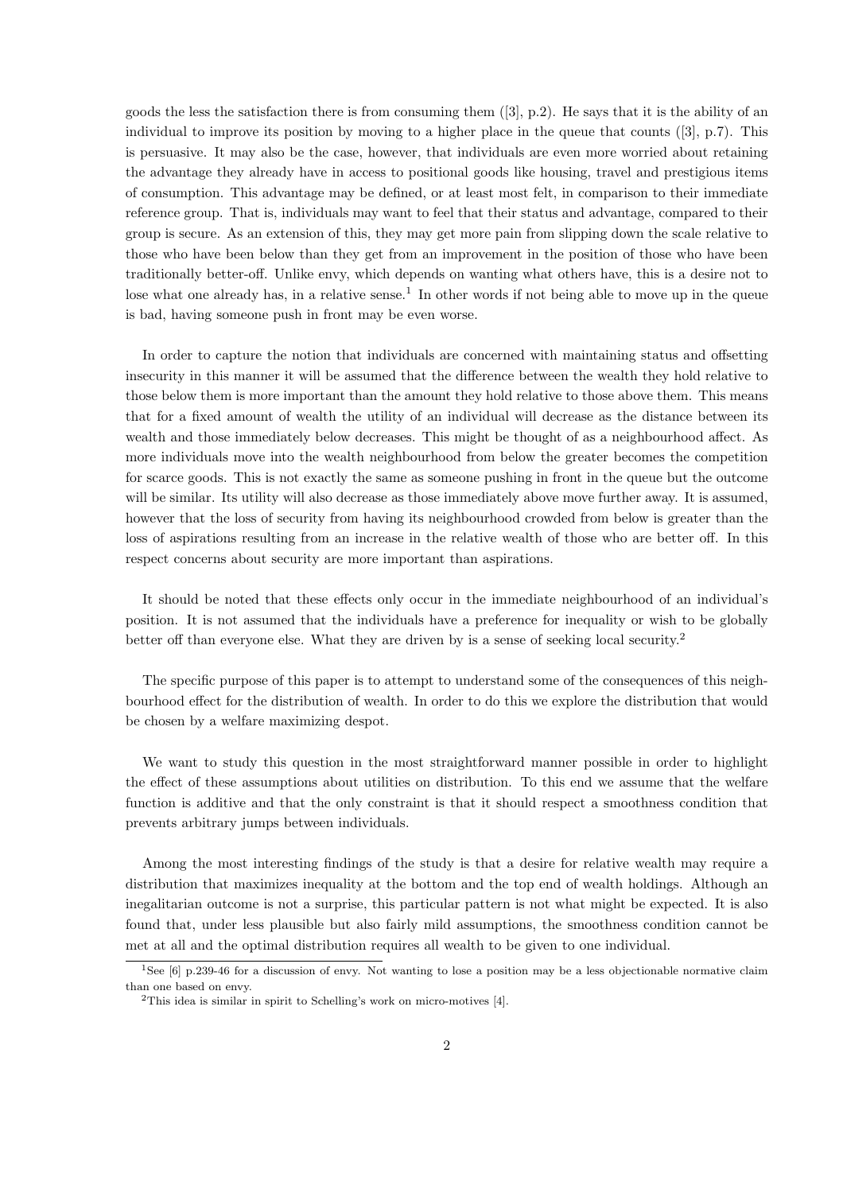goods the less the satisfaction there is from consuming them ([3], p.2). He says that it is the ability of an individual to improve its position by moving to a higher place in the queue that counts ([3], p.7). This is persuasive. It may also be the case, however, that individuals are even more worried about retaining the advantage they already have in access to positional goods like housing, travel and prestigious items of consumption. This advantage may be defined, or at least most felt, in comparison to their immediate reference group. That is, individuals may want to feel that their status and advantage, compared to their group is secure. As an extension of this, they may get more pain from slipping down the scale relative to those who have been below than they get from an improvement in the position of those who have been traditionally better-off. Unlike envy, which depends on wanting what others have, this is a desire not to lose what one already has, in a relative sense.[1] In other words if not being able to move up in the queue is bad, having someone push in front may be even worse.

In order to capture the notion that individuals are concerned with maintaining status and offsetting insecurity in this manner it will be assumed that the difference between the wealth they hold relative to those below them is more important than the amount they hold relative to those above them. This means that for a fixed amount of wealth the utility of an individual will decrease as the distance between its wealth and those immediately below decreases. This might be thought of as a neighbourhood affect. As more individuals move into the wealth neighbourhood from below the greater becomes the competition for scarce goods. This is not exactly the same as someone pushing in front in the queue but the outcome will be similar. Its utility will also decrease as those immediately above move further away. It is assumed, however that the loss of security from having its neighbourhood crowded from below is greater than the loss of aspirations resulting from an increase in the relative wealth of those who are better off. In this respect concerns about security are more important than aspirations.

It should be noted that these effects only occur in the immediate neighbourhood of an individual's position. It is not assumed that the individuals have a preference for inequality or wish to be globally better off than everyone else. What they are driven by is a sense of seeking local security.[2]

The specific purpose of this paper is to attempt to understand some of the consequences of this neighbourhood effect for the distribution of wealth. In order to do this we explore the distribution that would be chosen by a welfare maximizing despot.

We want to study this question in the most straightforward manner possible in order to highlight the effect of these assumptions about utilities on distribution. To this end we assume that the welfare function is additive and that the only constraint is that it should respect a smoothness condition that prevents arbitrary jumps between individuals.

Among the most interesting findings of the study is that a desire for relative wealth may require a distribution that maximizes inequality at the bottom and the top end of wealth holdings. Although an inegalitarian outcome is not a surprise, this particular pattern is not what might be expected. It is also found that, under less plausible but also fairly mild assumptions, the smoothness condition cannot be met at all and the optimal distribution requires all wealth to be given to one individual.

[1] See [6] p.239-46 for a discussion of envy. Not wanting to lose a position may be a less objectionable normative claim than one based on envy.

[2] This idea is similar in spirit to Schelling's work on micro-motives [4].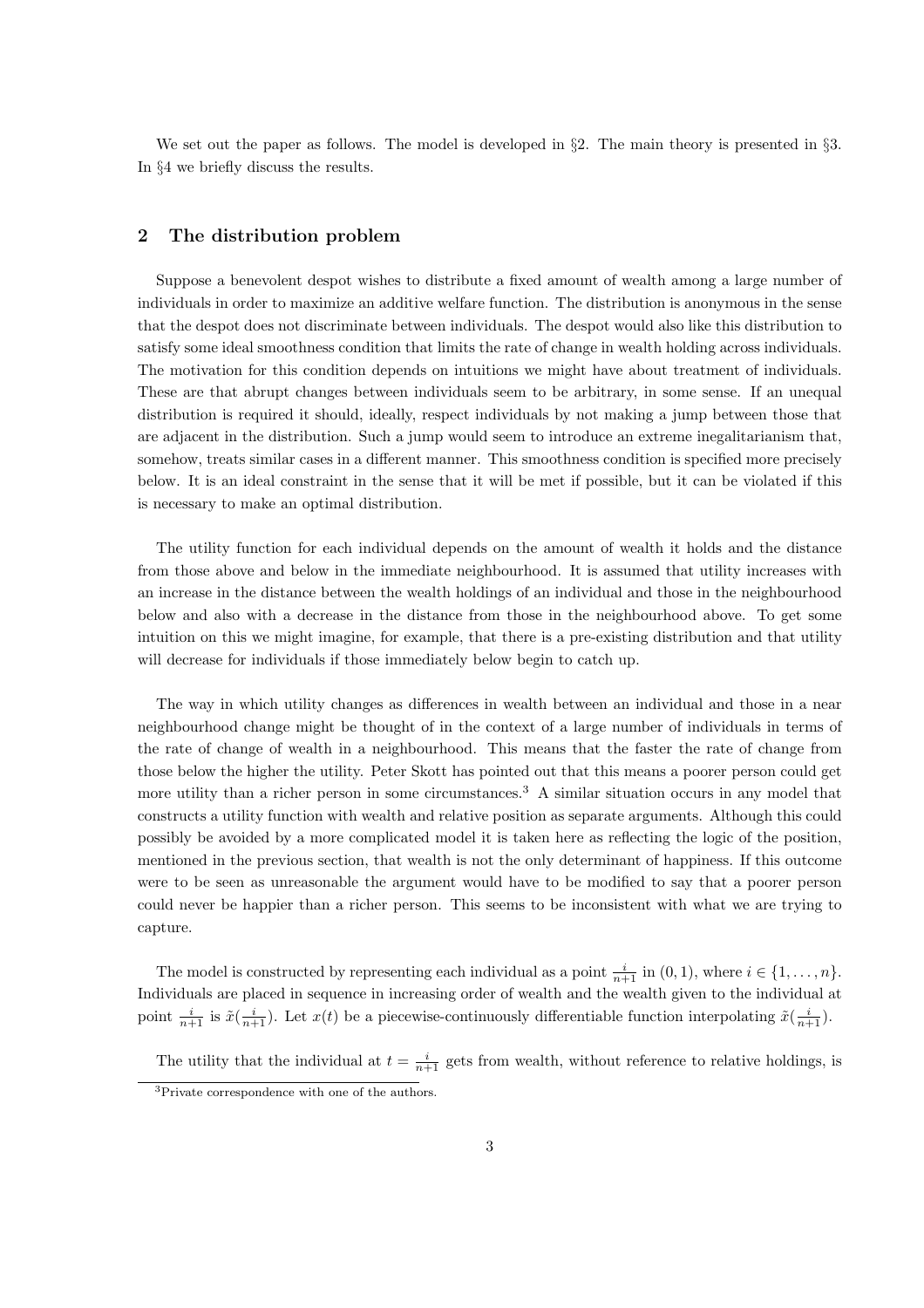We set out the paper as follows. The model is developed in §2. The main theory is presented in §3. In §4 we briefly discuss the results.

## 2 The distribution problem

Suppose a benevolent despot wishes to distribute a fixed amount of wealth among a large number of individuals in order to maximize an additive welfare function. The distribution is anonymous in the sense that the despot does not discriminate between individuals. The despot would also like this distribution to satisfy some ideal smoothness condition that limits the rate of change in wealth holding across individuals. The motivation for this condition depends on intuitions we might have about treatment of individuals. These are that abrupt changes between individuals seem to be arbitrary, in some sense. If an unequal distribution is required it should, ideally, respect individuals by not making a jump between those that are adjacent in the distribution. Such a jump would seem to introduce an extreme inegalitarianism that, somehow, treats similar cases in a different manner. This smoothness condition is specified more precisely below. It is an ideal constraint in the sense that it will be met if possible, but it can be violated if this is necessary to make an optimal distribution.

The utility function for each individual depends on the amount of wealth it holds and the distance from those above and below in the immediate neighbourhood. It is assumed that utility increases with an increase in the distance between the wealth holdings of an individual and those in the neighbourhood below and also with a decrease in the distance from those in the neighbourhood above. To get some intuition on this we might imagine, for example, that there is a pre-existing distribution and that utility will decrease for individuals if those immediately below begin to catch up.

The way in which utility changes as differences in wealth between an individual and those in a near neighbourhood change might be thought of in the context of a large number of individuals in terms of the rate of change of wealth in a neighbourhood. This means that the faster the rate of change from those below the higher the utility. Peter Skott has pointed out that this means a poorer person could get more utility than a richer person in some circumstances.[3] A similar situation occurs in any model that constructs a utility function with wealth and relative position as separate arguments. Although this could possibly be avoided by a more complicated model it is taken here as reflecting the logic of the position, mentioned in the previous section, that wealth is not the only determinant of happiness. If this outcome were to be seen as unreasonable the argument would have to be modified to say that a poorer person could never be happier than a richer person. This seems to be inconsistent with what we are trying to capture.

The model is constructed by representing each individual as a point $\frac{i}{n+1}$ in $(0,1)$, where $i \in \{1, \ldots, n\}$. Individuals are placed in sequence in increasing order of wealth and the wealth given to the individual at point $\frac{i}{n+1}$ is $\tilde{x}(\frac{i}{n+1})$. Let $x(t)$ be a piecewise-continuously differentiable function interpolating $\tilde{x}(\frac{i}{n+1})$.

The utility that the individual at $t = \frac{i}{n+1}$ gets from wealth, without reference to relative holdings, is

[3] Private correspondence with one of the authors.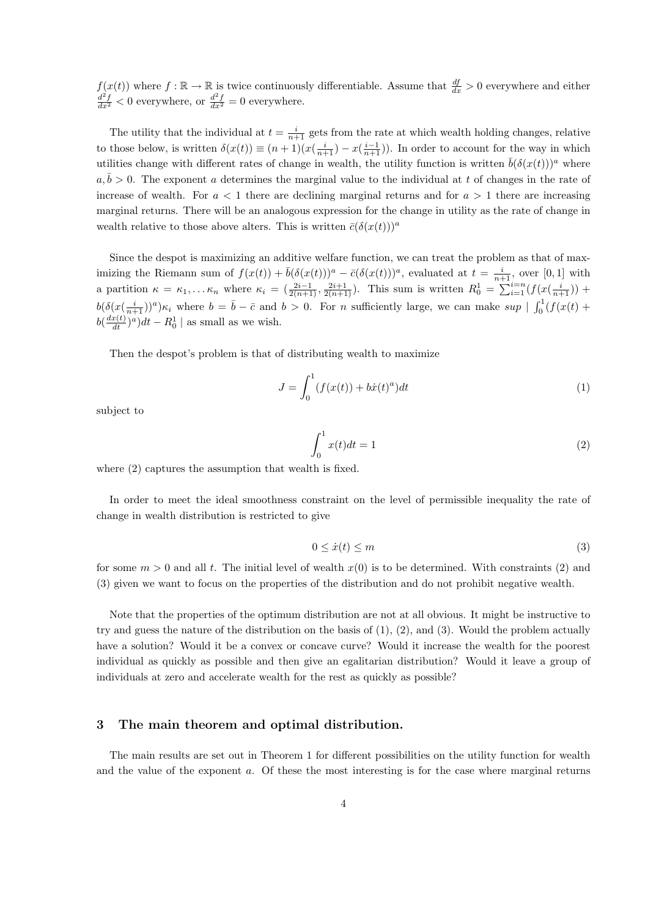$f(x(t))$ where $f : \mathbb{R} \to \mathbb{R}$ is twice continuously differentiable. Assume that $\frac{df}{dx} > 0$ everywhere and either $\frac{d^2 f}{dx^2} < 0$ everywhere, or $\frac{d^2 f}{dx^2} = 0$ everywhere.

The utility that the individual at $t = \frac{i}{n+1}$ gets from the rate at which wealth holding changes, relative to those below, is written $\delta(x(t)) \equiv (n+1)(x(\frac{i}{n+1}) - x(\frac{i-1}{n+1}))$. In order to account for the way in which utilities change with different rates of change in wealth, the utility function is written $\bar{b}(\delta(x(t)))^a$ where $a, \bar{b} > 0$. The exponent $a$ determines the marginal value to the individual at $t$ of changes in the rate of increase of wealth. For $a < 1$ there are declining marginal returns and for $a > 1$ there are increasing marginal returns. There will be an analogous expression for the change in utility as the rate of change in wealth relative to those above alters. This is written $\bar{c}(\delta(x(t)))^a$

Since the despot is maximizing an additive welfare function, we can treat the problem as that of maximizing the Riemann sum of $f(x(t)) + \bar{b}(\delta(x(t)))^a - \bar{c}(\delta(x(t)))^a$, evaluated at $t = \frac{i}{n+1}$, over $[0, 1]$ with a partition $\kappa = \kappa_1, \ldots \kappa_n$ where $\kappa_i = (\frac{2i-1}{2(n+1)}, \frac{2i+1}{2(n+1)})$. This sum is written $R_0^1 = \sum_{i=1}^{i=n}(f(x(\frac{i}{n+1})) + b(\delta(x(\frac{i}{n+1}))^a)\kappa_i$ where $b = \bar{b} - \bar{c}$ and $b > 0$. For $n$ sufficiently large, we can make $sup \mid \int_0^1 (f(x(t) + b(\frac{dx(t)}{dt})^a)dt - R_0^1 \mid$ as small as we wish.

Then the despot's problem is that of distributing wealth to maximize

$$J = \int_0^1 (f(x(t)) + b\dot{x}(t)^a)dt \tag{1}$$

subject to

$$\int_0^1 x(t)dt = 1 \tag{2}$$

where (2) captures the assumption that wealth is fixed.

In order to meet the ideal smoothness constraint on the level of permissible inequality the rate of change in wealth distribution is restricted to give

$$0 \leq \dot{x}(t) \leq m \tag{3}$$

for some $m > 0$ and all $t$. The initial level of wealth $x(0)$ is to be determined. With constraints (2) and (3) given we want to focus on the properties of the distribution and do not prohibit negative wealth.

Note that the properties of the optimum distribution are not at all obvious. It might be instructive to try and guess the nature of the distribution on the basis of (1), (2), and (3). Would the problem actually have a solution? Would it be a convex or concave curve? Would it increase the wealth for the poorest individual as quickly as possible and then give an egalitarian distribution? Would it leave a group of individuals at zero and accelerate wealth for the rest as quickly as possible?

## 3 The main theorem and optimal distribution.

The main results are set out in Theorem 1 for different possibilities on the utility function for wealth and the value of the exponent $a$. Of these the most interesting is for the case where marginal returns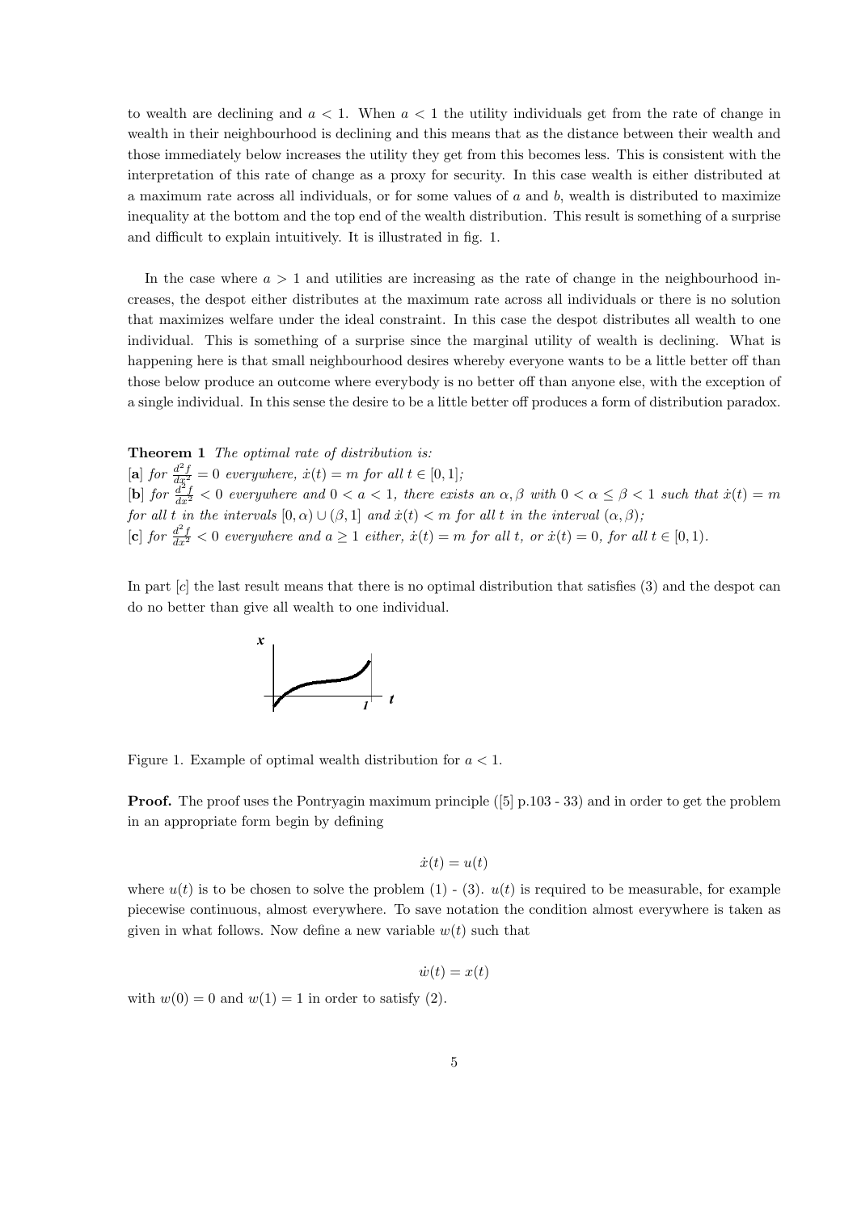to wealth are declining and $a < 1$. When $a < 1$ the utility individuals get from the rate of change in wealth in their neighbourhood is declining and this means that as the distance between their wealth and those immediately below increases the utility they get from this becomes less. This is consistent with the interpretation of this rate of change as a proxy for security. In this case wealth is either distributed at a maximum rate across all individuals, or for some values of $a$ and $b$, wealth is distributed to maximize inequality at the bottom and the top end of the wealth distribution. This result is something of a surprise and difficult to explain intuitively. It is illustrated in fig. 1.

In the case where $a > 1$ and utilities are increasing as the rate of change in the neighbourhood increases, the despot either distributes at the maximum rate across all individuals or there is no solution that maximizes welfare under the ideal constraint. In this case the despot distributes all wealth to one individual. This is something of a surprise since the marginal utility of wealth is declining. What is happening here is that small neighbourhood desires whereby everyone wants to be a little better off than those below produce an outcome where everybody is no better off than anyone else, with the exception of a single individual. In this sense the desire to be a little better off produces a form of distribution paradox.

**Theorem 1** *The optimal rate of distribution is:*
[**a**] *for* $\frac{d^2f}{dx^2} = 0$ *everywhere,* $\dot{x}(t) = m$ *for all* $t \in [0, 1]$;
[**b**] *for* $\frac{d^2f}{dx^2} < 0$ *everywhere and* $0 < a < 1$*, there exists an* $\alpha, \beta$ *with* $0 < \alpha \leq \beta < 1$ *such that* $\dot{x}(t) = m$ *for all* $t$ *in the intervals* $[0, \alpha) \cup (\beta, 1]$ *and* $\dot{x}(t) < m$ *for all* $t$ *in the interval* $(\alpha, \beta)$;
[**c**] *for* $\frac{d^2f}{dx^2} < 0$ *everywhere and* $a \geq 1$ *either,* $\dot{x}(t) = m$ *for all* $t$*, or* $\dot{x}(t) = 0$*, for all* $t \in [0, 1)$.

In part [$c$] the last result means that there is no optimal distribution that satisfies (3) and the despot can do no better than give all wealth to one individual.

Figure 1. Example of optimal wealth distribution for $a < 1$.

**Proof.** The proof uses the Pontryagin maximum principle ([5] p.103 - 33) and in order to get the problem in an appropriate form begin by defining

$$\dot{x}(t) = u(t)$$

where $u(t)$ is to be chosen to solve the problem (1) - (3). $u(t)$ is required to be measurable, for example piecewise continuous, almost everywhere. To save notation the condition almost everywhere is taken as given in what follows. Now define a new variable $w(t)$ such that

$$\dot{w}(t) = x(t)$$

with $w(0) = 0$ and $w(1) = 1$ in order to satisfy (2).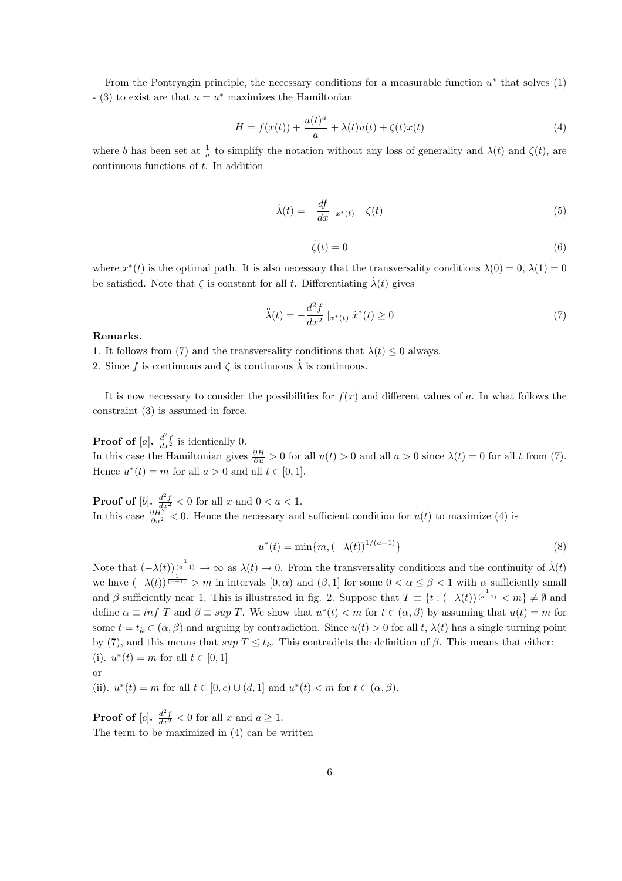From the Pontryagin principle, the necessary conditions for a measurable function $u^*$ that solves (1) - (3) to exist are that $u = u^*$ maximizes the Hamiltonian

$$H = f(x(t)) + \frac{u(t)^a}{a} + \lambda(t)u(t) + \zeta(t)x(t) \tag{4}$$

where $b$ has been set at $\frac{1}{a}$ to simplify the notation without any loss of generality and $\lambda(t)$ and $\zeta(t)$, are continuous functions of $t$. In addition

$$\dot{\lambda}(t) = -\frac{df}{dx}\mid_{x^*(t)} - \zeta(t) \tag{5}$$

$$\dot{\zeta}(t) = 0 \tag{6}$$

where $x^*(t)$ is the optimal path. It is also necessary that the transversality conditions $\lambda(0) = 0$, $\lambda(1) = 0$ be satisfied. Note that $\zeta$ is constant for all $t$. Differentiating $\dot{\lambda}(t)$ gives

$$\ddot{\lambda}(t) = -\frac{d^2 f}{dx^2}\mid_{x^*(t)} \dot{x}^*(t) \geq 0 \tag{7}$$

**Remarks.**

1. It follows from (7) and the transversality conditions that $\lambda(t) \leq 0$ always.
2. Since $f$ is continuous and $\zeta$ is continuous $\dot{\lambda}$ is continuous.

It is now necessary to consider the possibilities for $f(x)$ and different values of $a$. In what follows the constraint (3) is assumed in force.

**Proof of** [*a*]**.** $\frac{d^2 f}{dx^2}$ is identically 0.
In this case the Hamiltonian gives $\frac{\partial H}{\partial u} > 0$ for all $u(t) > 0$ and all $a > 0$ since $\lambda(t) = 0$ for all $t$ from (7). Hence $u^*(t) = m$ for all $a > 0$ and all $t \in [0, 1]$.

**Proof of** [*b*]**.** $\frac{d^2 f}{dx^2} < 0$ for all $x$ and $0 < a < 1$.
In this case $\frac{\partial H^2}{\partial u^2} < 0$. Hence the necessary and sufficient condition for $u(t)$ to maximize (4) is

$$u^*(t) = \min\{m, (-\lambda(t))^{1/(a-1)}\} \tag{8}$$

Note that $(-\lambda(t))^{\frac{1}{(a-1)}} \to \infty$ as $\lambda(t) \to 0$. From the transversality conditions and the continuity of $\dot{\lambda}(t)$ we have $(-\lambda(t))^{\frac{1}{(a-1)}} > m$ in intervals $[0, \alpha)$ and $(\beta, 1]$ for some $0 < \alpha \leq \beta < 1$ with $\alpha$ sufficiently small and $\beta$ sufficiently near 1. This is illustrated in fig. 2. Suppose that $T \equiv \{t : (-\lambda(t))^{\frac{1}{(a-1)}} < m\} \neq \emptyset$ and define $\alpha \equiv inf\ T$ and $\beta \equiv sup\ T$. We show that $u^*(t) < m$ for $t \in (\alpha, \beta)$ by assuming that $u(t) = m$ for some $t = t_k \in (\alpha, \beta)$ and arguing by contradiction. Since $u(t) > 0$ for all $t$, $\lambda(t)$ has a single turning point by (7), and this means that $sup\ T \leq t_k$. This contradicts the definition of $\beta$. This means that either:
(i). $u^*(t) = m$ for all $t \in [0, 1]$
or
(ii). $u^*(t) = m$ for all $t \in [0, c) \cup (d, 1]$ and $u^*(t) < m$ for $t \in (\alpha, \beta)$.

**Proof of** [*c*]**.** $\frac{d^2 f}{dx^2} < 0$ for all $x$ and $a \geq 1$.
The term to be maximized in (4) can be written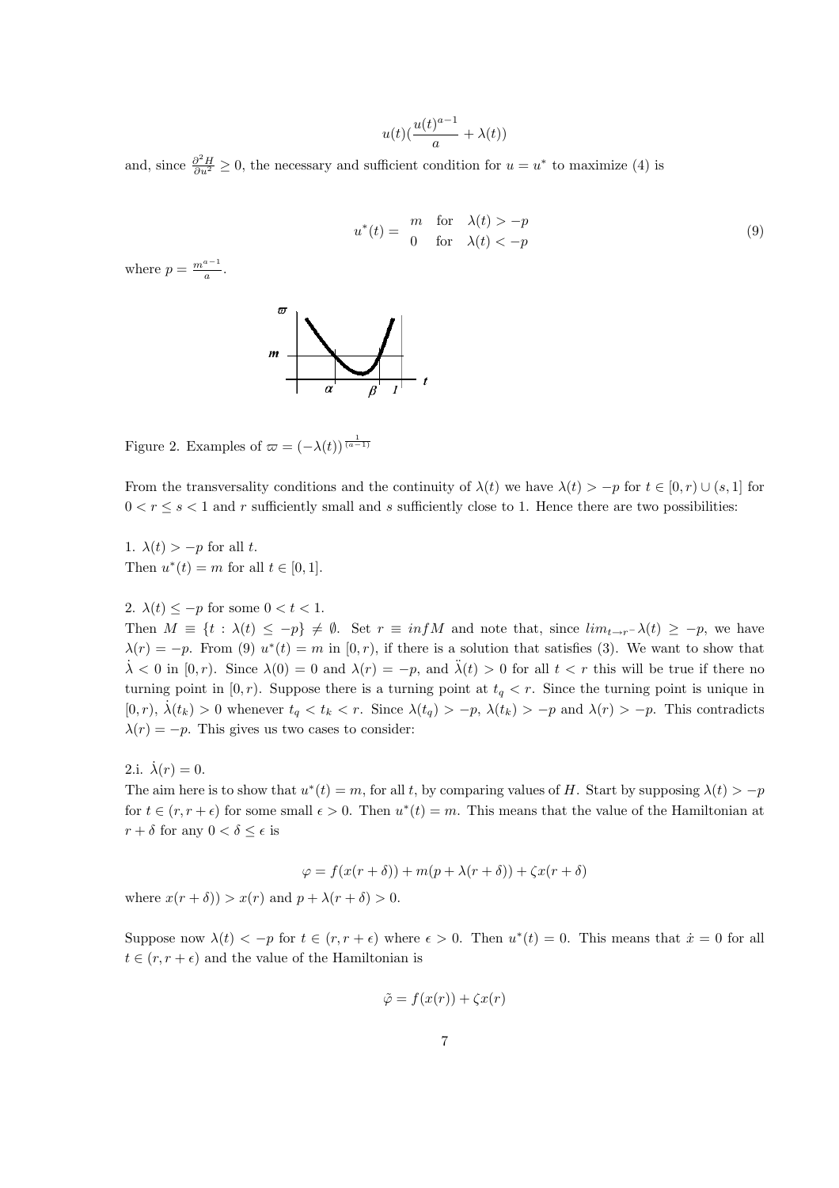$$u(t)(\frac{u(t)^{a-1}}{a} + \lambda(t))$$

and, since $\frac{\partial^2 H}{\partial u^2} \geq 0$, the necessary and sufficient condition for $u = u^*$ to maximize (4) is

$$u^*(t) = \begin{array}{ll} m & \text{for} \quad \lambda(t) > -p \\ 0 & \text{for} \quad \lambda(t) < -p \end{array} \tag{9}$$

where $p = \frac{m^{a-1}}{a}$.

Figure 2. Examples of $\varpi = (-\lambda(t))^{\frac{1}{(a-1)}}$

From the transversality conditions and the continuity of $\lambda(t)$ we have $\lambda(t) > -p$ for $t \in [0, r) \cup (s, 1]$ for $0 < r \leq s < 1$ and $r$ sufficiently small and $s$ sufficiently close to 1. Hence there are two possibilities:

1. $\lambda(t) > -p$ for all $t$.
Then $u^*(t) = m$ for all $t \in [0, 1]$.

2. $\lambda(t) \leq -p$ for some $0 < t < 1$.
Then $M \equiv \{t : \lambda(t) \leq -p\} \neq \emptyset$. Set $r \equiv infM$ and note that, since $lim_{t \to r^-} \lambda(t) \geq -p$, we have $\lambda(r) = -p$. From (9) $u^*(t) = m$ in $[0, r)$, if there is a solution that satisfies (3). We want to show that $\dot{\lambda} < 0$ in $[0, r)$. Since $\lambda(0) = 0$ and $\lambda(r) = -p$, and $\ddot{\lambda}(t) > 0$ for all $t < r$ this will be true if there no turning point in $[0, r)$. Suppose there is a turning point at $t_q < r$. Since the turning point is unique in $[0, r)$, $\dot{\lambda}(t_k) > 0$ whenever $t_q < t_k < r$. Since $\lambda(t_q) > -p$, $\lambda(t_k) > -p$ and $\lambda(r) > -p$. This contradicts $\lambda(r) = -p$. This gives us two cases to consider:

2.i. $\dot{\lambda}(r) = 0$.
The aim here is to show that $u^*(t) = m$, for all $t$, by comparing values of $H$. Start by supposing $\lambda(t) > -p$ for $t \in (r, r + \epsilon)$ for some small $\epsilon > 0$. Then $u^*(t) = m$. This means that the value of the Hamiltonian at $r + \delta$ for any $0 < \delta \leq \epsilon$ is

$$\varphi = f(x(r + \delta)) + m(p + \lambda(r + \delta)) + \zeta x(r + \delta)$$

where $x(r + \delta)) > x(r)$ and $p + \lambda(r + \delta) > 0$.

Suppose now $\lambda(t) < -p$ for $t \in (r, r + \epsilon)$ where $\epsilon > 0$. Then $u^*(t) = 0$. This means that $\dot{x} = 0$ for all $t \in (r, r + \epsilon)$ and the value of the Hamiltonian is

$$\tilde{\varphi} = f(x(r)) + \zeta x(r)$$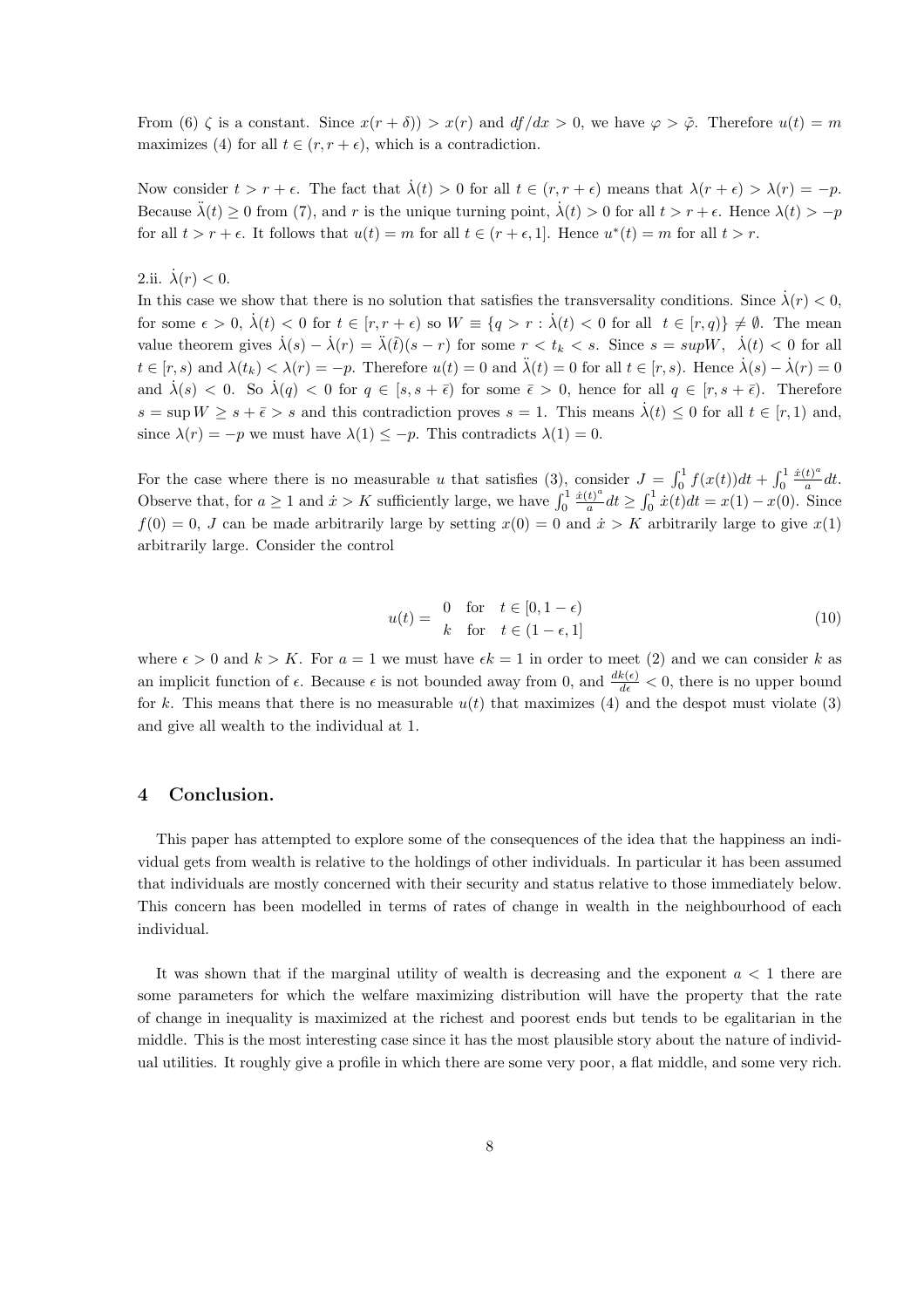From (6) $\zeta$ is a constant. Since $x(r+\delta)) > x(r)$ and $df/dx > 0$, we have $\varphi > \tilde{\varphi}$. Therefore $u(t) = m$ maximizes (4) for all $t \in (r, r+\epsilon)$, which is a contradiction.

Now consider $t > r + \epsilon$. The fact that $\dot{\lambda}(t) > 0$ for all $t \in (r, r+\epsilon)$ means that $\lambda(r+\epsilon) > \lambda(r) = -p$. Because $\ddot{\lambda}(t) \geq 0$ from (7), and $r$ is the unique turning point, $\dot{\lambda}(t) > 0$ for all $t > r + \epsilon$. Hence $\lambda(t) > -p$ for all $t > r + \epsilon$. It follows that $u(t) = m$ for all $t \in (r+\epsilon, 1]$. Hence $u^*(t) = m$ for all $t > r$.

2.ii. $\dot{\lambda}(r) < 0$.

In this case we show that there is no solution that satisfies the transversality conditions. Since $\dot{\lambda}(r) < 0$, for some $\epsilon > 0$, $\dot{\lambda}(t) < 0$ for $t \in [r, r+\epsilon)$ so $W \equiv \{q > r : \dot{\lambda}(t) < 0 \text{ for all } t \in [r, q)\} \neq \emptyset$. The mean value theorem gives $\dot{\lambda}(s) - \dot{\lambda}(r) = \ddot{\lambda}(\tilde{t})(s-r)$ for some $r < t_k < s$. Since $s = supW$, $\dot{\lambda}(t) < 0$ for all $t \in [r, s)$ and $\lambda(t_k) < \lambda(r) = -p$. Therefore $u(t) = 0$ and $\ddot{\lambda}(t) = 0$ for all $t \in [r, s)$. Hence $\dot{\lambda}(s) - \dot{\lambda}(r) = 0$ and $\dot{\lambda}(s) < 0$. So $\dot{\lambda}(q) < 0$ for $q \in [s, s+\bar{\epsilon})$ for some $\bar{\epsilon} > 0$, hence for all $q \in [r, s+\bar{\epsilon})$. Therefore $s = \sup W \geq s + \bar{\epsilon} > s$ and this contradiction proves $s = 1$. This means $\dot{\lambda}(t) \leq 0$ for all $t \in [r, 1)$ and, since $\lambda(r) = -p$ we must have $\lambda(1) \leq -p$. This contradicts $\lambda(1) = 0$.

For the case where there is no measurable $u$ that satisfies (3), consider $J = \int_0^1 f(x(t))dt + \int_0^1 \frac{\dot{x}(t)^a}{a}dt$. Observe that, for $a \geq 1$ and $\dot{x} > K$ sufficiently large, we have $\int_0^1 \frac{\dot{x}(t)^a}{a}dt \geq \int_0^1 \dot{x}(t)dt = x(1) - x(0)$. Since $f(0) = 0$, $J$ can be made arbitrarily large by setting $x(0) = 0$ and $\dot{x} > K$ arbitrarily large to give $x(1)$ arbitrarily large. Consider the control

$$u(t) = \begin{array}{ll} 0 & \text{for} \quad t \in [0, 1-\epsilon) \\ k & \text{for} \quad t \in (1-\epsilon, 1] \end{array} \tag{10}$$

where $\epsilon > 0$ and $k > K$. For $a = 1$ we must have $\epsilon k = 1$ in order to meet (2) and we can consider $k$ as an implicit function of $\epsilon$. Because $\epsilon$ is not bounded away from 0, and $\frac{dk(\epsilon)}{d\epsilon} < 0$, there is no upper bound for $k$. This means that there is no measurable $u(t)$ that maximizes (4) and the despot must violate (3) and give all wealth to the individual at 1.

## 4 Conclusion.

This paper has attempted to explore some of the consequences of the idea that the happiness an individual gets from wealth is relative to the holdings of other individuals. In particular it has been assumed that individuals are mostly concerned with their security and status relative to those immediately below. This concern has been modelled in terms of rates of change in wealth in the neighbourhood of each individual.

It was shown that if the marginal utility of wealth is decreasing and the exponent $a < 1$ there are some parameters for which the welfare maximizing distribution will have the property that the rate of change in inequality is maximized at the richest and poorest ends but tends to be egalitarian in the middle. This is the most interesting case since it has the most plausible story about the nature of individual utilities. It roughly give a profile in which there are some very poor, a flat middle, and some very rich.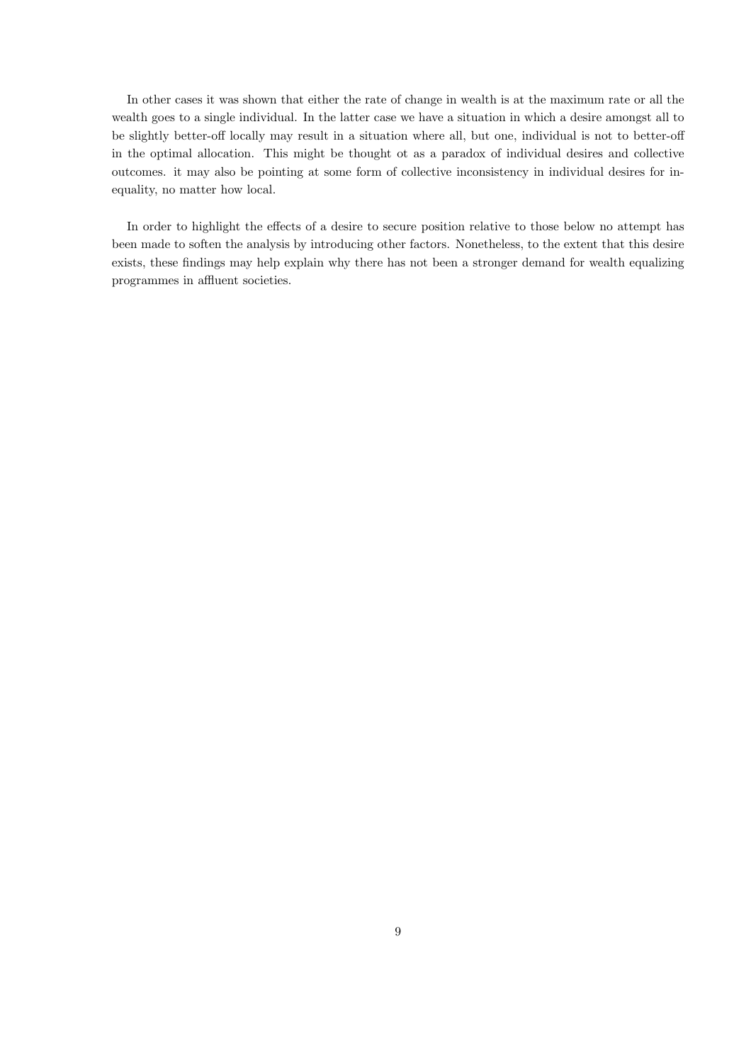In other cases it was shown that either the rate of change in wealth is at the maximum rate or all the wealth goes to a single individual. In the latter case we have a situation in which a desire amongst all to be slightly better-off locally may result in a situation where all, but one, individual is not to better-off in the optimal allocation. This might be thought ot as a paradox of individual desires and collective outcomes. it may also be pointing at some form of collective inconsistency in individual desires for inequality, no matter how local.

In order to highlight the effects of a desire to secure position relative to those below no attempt has been made to soften the analysis by introducing other factors. Nonetheless, to the extent that this desire exists, these findings may help explain why there has not been a stronger demand for wealth equalizing programmes in affluent societies.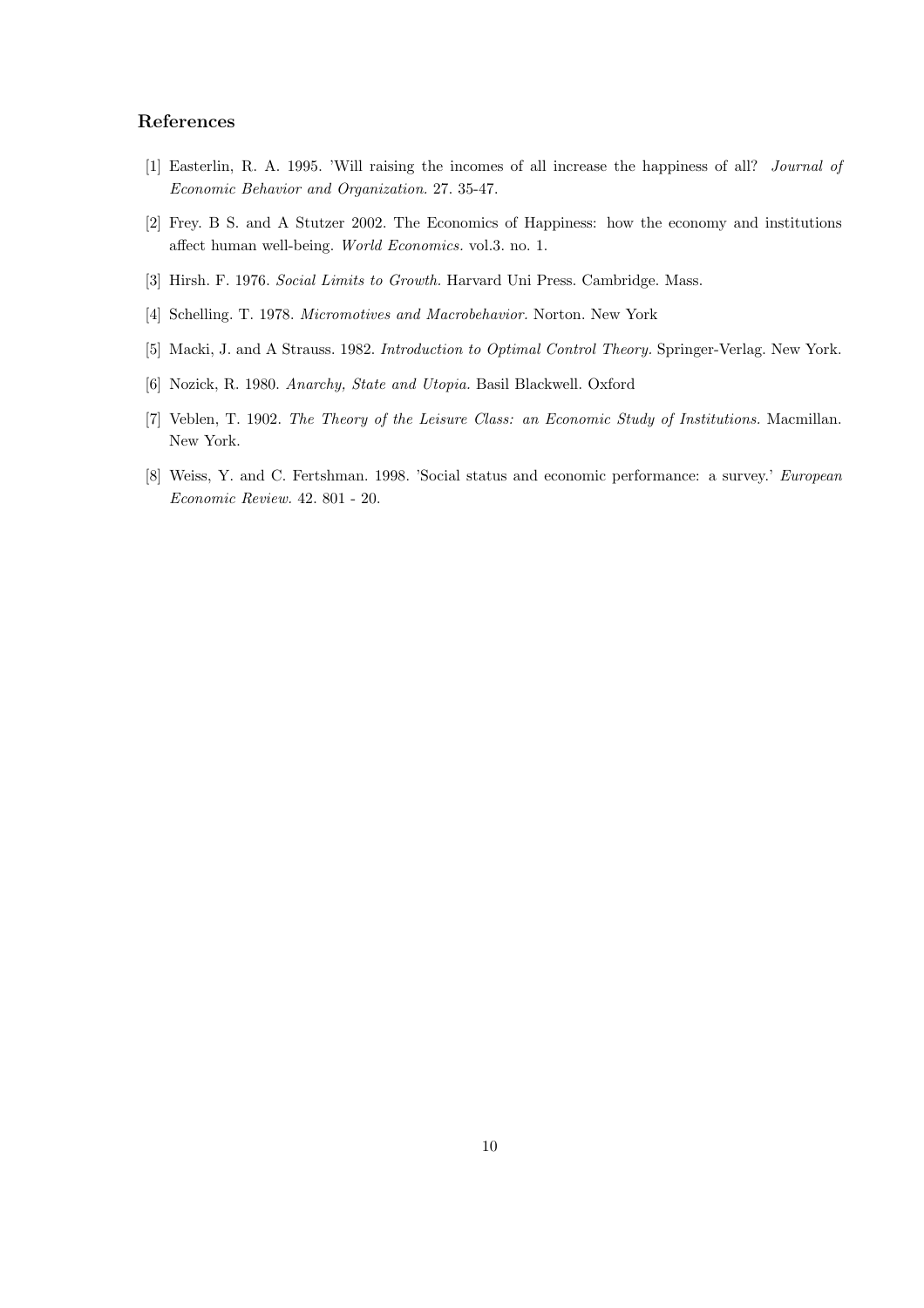## References

[1] Easterlin, R. A. 1995. 'Will raising the incomes of all increase the happiness of all? *Journal of Economic Behavior and Organization*. 27. 35-47.

[2] Frey. B S. and A Stutzer 2002. The Economics of Happiness: how the economy and institutions affect human well-being. *World Economics*. vol.3. no. 1.

[3] Hirsh. F. 1976. *Social Limits to Growth*. Harvard Uni Press. Cambridge. Mass.

[4] Schelling. T. 1978. *Micromotives and Macrobehavior*. Norton. New York

[5] Macki, J. and A Strauss. 1982. *Introduction to Optimal Control Theory*. Springer-Verlag. New York.

[6] Nozick, R. 1980. *Anarchy, State and Utopia*. Basil Blackwell. Oxford

[7] Veblen, T. 1902. *The Theory of the Leisure Class: an Economic Study of Institutions.* Macmillan. New York.

[8] Weiss, Y. and C. Fertshman. 1998. 'Social status and economic performance: a survey.' *European Economic Review*. 42. 801 - 20.